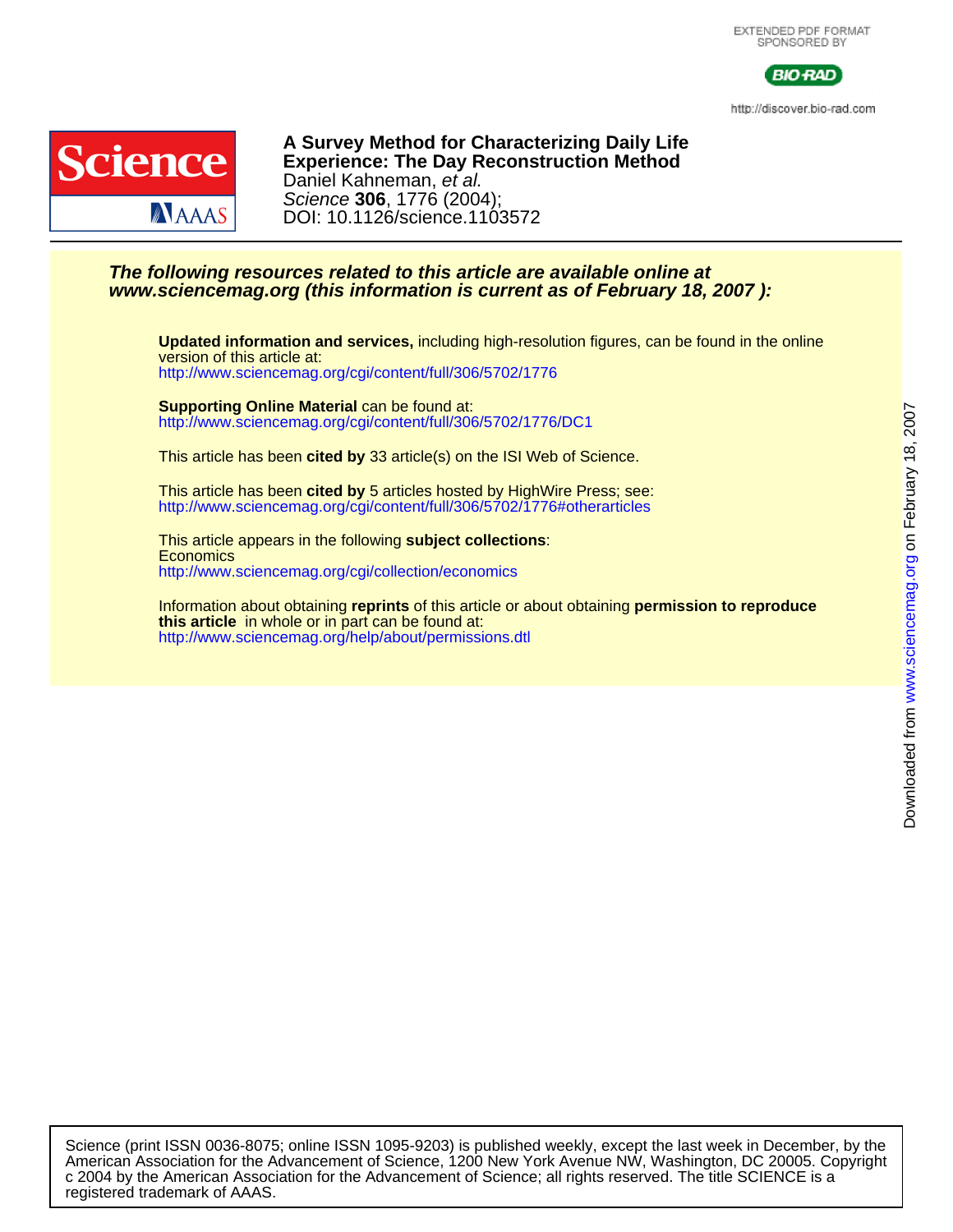EXTENDED PDF FORMAT
SPONSORED BY

BIO-RAD

http://discover.bio-rad.com

**A Survey Method for Characterizing Daily Life Experience: The Day Reconstruction Method**

Daniel Kahneman, *et al.*

*Science* **306**, 1776 (2004);

DOI: 10.1126/science.1103572

***The following resources related to this article are available online at www.sciencemag.org (this information is current as of February 18, 2007 ):***

**Updated information and services,** including high-resolution figures, can be found in the online version of this article at:
http://www.sciencemag.org/cgi/content/full/306/5702/1776

**Supporting Online Material** can be found at:
http://www.sciencemag.org/cgi/content/full/306/5702/1776/DC1

This article has been **cited by** 33 article(s) on the ISI Web of Science.

This article has been **cited by** 5 articles hosted by HighWire Press; see:
http://www.sciencemag.org/cgi/content/full/306/5702/1776#otherarticles

This article appears in the following **subject collections**:
Economics
http://www.sciencemag.org/cgi/collection/economics

Information about obtaining **reprints** of this article or about obtaining **permission to reproduce this article** in whole or in part can be found at:
http://www.sciencemag.org/help/about/permissions.dtl

Downloaded from www.sciencemag.org on February 18, 2007

Science (print ISSN 0036-8075; online ISSN 1095-9203) is published weekly, except the last week in December, by the American Association for the Advancement of Science, 1200 New York Avenue NW, Washington, DC 20005. Copyright c 2004 by the American Association for the Advancement of Science; all rights reserved. The title SCIENCE is a registered trademark of AAAS.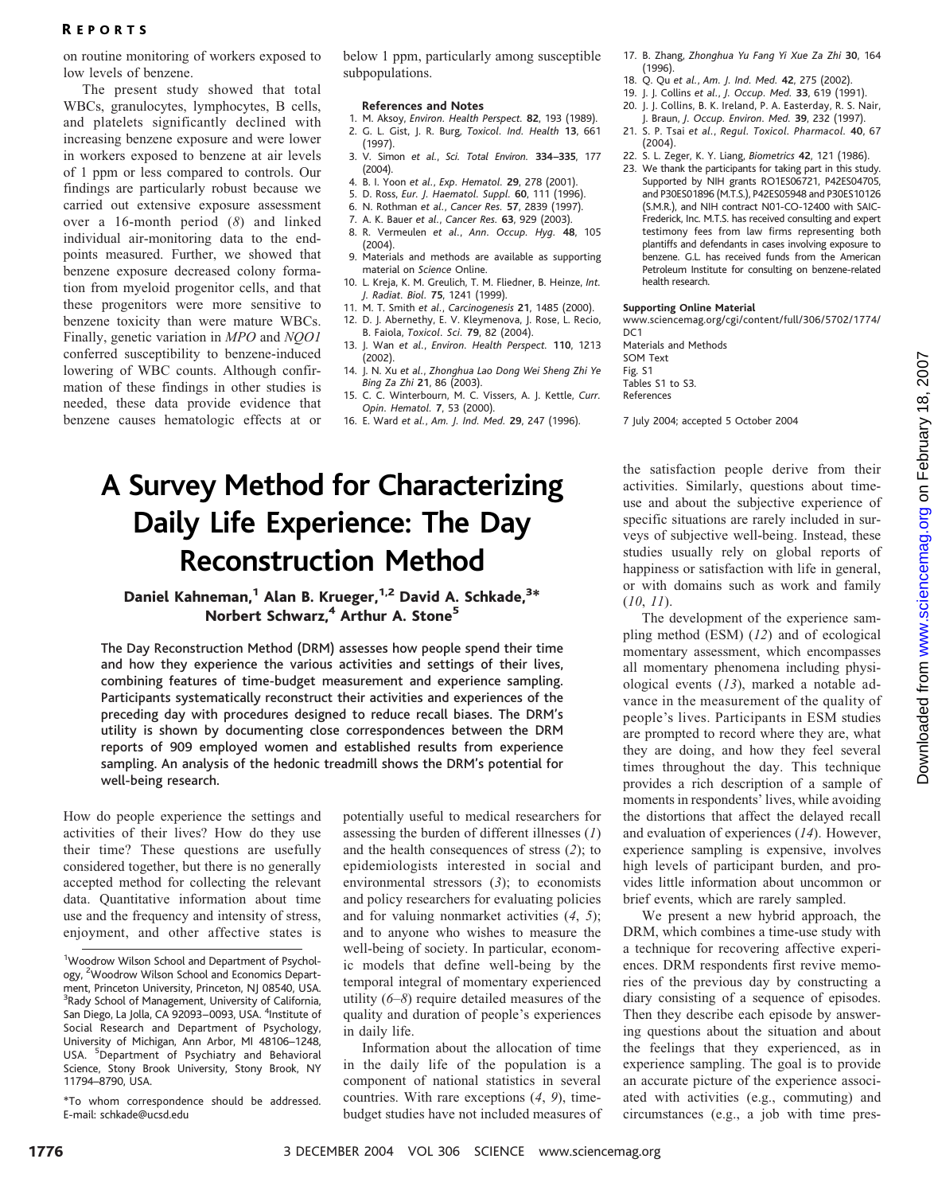on routine monitoring of workers exposed to low levels of benzene.

The present study showed that total WBCs, granulocytes, lymphocytes, B cells, and platelets significantly declined with increasing benzene exposure and were lower in workers exposed to benzene at air levels of 1 ppm or less compared to controls. Our findings are particularly robust because we carried out extensive exposure assessment over a 16-month period (*8*) and linked individual air-monitoring data to the endpoints measured. Further, we showed that benzene exposure decreased colony formation from myeloid progenitor cells, and that these progenitors were more sensitive to benzene toxicity than were mature WBCs. Finally, genetic variation in *MPO* and *NQO1* conferred susceptibility to benzene-induced lowering of WBC counts. Although confirmation of these findings in other studies is needed, these data provide evidence that benzene causes hematologic effects at or below 1 ppm, particularly among susceptible subpopulations.

### References and Notes

1. M. Aksoy, *Environ. Health Perspect.* **82**, 193 (1989).
2. G. L. Gist, J. R. Burg, *Toxicol. Ind. Health* **13**, 661 (1997).
3. V. Simon *et al.*, *Sci. Total Environ.* **334–335**, 177 (2004).
4. B. I. Yoon *et al.*, *Exp. Hematol.* **29**, 278 (2001).
5. D. Ross, *Eur. J. Haematol. Suppl.* **60**, 111 (1996).
6. N. Rothman *et al.*, *Cancer Res.* **57**, 2839 (1997).
7. A. K. Bauer *et al.*, *Cancer Res.* **63**, 929 (2003).
8. R. Vermeulen *et al.*, *Ann. Occup. Hyg.* **48**, 105 (2004).
9. Materials and methods are available as supporting material on *Science* Online.
10. L. Kreja, K. M. Greulich, T. M. Fliedner, B. Heinze, *Int. J. Radiat. Biol.* **75**, 1241 (1999).
11. M. T. Smith *et al.*, *Carcinogenesis* **21**, 1485 (2000).
12. D. J. Abernethy, E. V. Kleymenova, J. Rose, L. Recio, B. Faiola, *Toxicol. Sci.* **79**, 82 (2004).
13. J. Wan *et al.*, *Environ. Health Perspect.* **110**, 1213 (2002).
14. J. N. Xu *et al.*, *Zhonghua Lao Dong Wei Sheng Zhi Ye Bing Za Zhi* **21**, 86 (2003).
15. C. C. Winterbourn, M. C. Vissers, A. J. Kettle, *Curr. Opin. Hematol.* **7**, 53 (2000).
16. E. Ward *et al.*, *Am. J. Ind. Med.* **29**, 247 (1996).
17. B. Zhang, *Zhonghua Yu Fang Yi Xue Za Zhi* **30**, 164 (1996).
18. Q. Qu *et al.*, *Am. J. Ind. Med.* **42**, 275 (2002).
19. J. J. Collins *et al.*, *J. Occup. Med.* **33**, 619 (1991).
20. J. J. Collins, B. K. Ireland, P. A. Easterday, R. S. Nair, J. Braun, *J. Occup. Environ. Med.* **39**, 232 (1997).
21. S. P. Tsai *et al.*, *Regul. Toxicol. Pharmacol.* **40**, 67 (2004).
22. S. L. Zeger, K. Y. Liang, *Biometrics* **42**, 121 (1986).
23. We thank the participants for taking part in this study. Supported by NIH grants RO1ES06721, P42ES04705, and P30ES01896 (M.T.S.), P42ES05948 and P30ES10126 (S.M.R.), and NIH contract N01-CO-12400 with SAIC-Frederick, Inc. M.T.S. has received consulting and expert testimony fees from law firms representing both plantiffs and defendants in cases involving exposure to benzene. G.L. has received funds from the American Petroleum Institute for consulting on benzene-related health research.

**Supporting Online Material**

www.sciencemag.org/cgi/content/full/306/5702/1774/DC1
Materials and Methods
SOM Text
Fig. S1
Tables S1 to S3.
References

7 July 2004; accepted 5 October 2004

# A Survey Method for Characterizing Daily Life Experience: The Day Reconstruction Method

**Daniel Kahneman,[1] Alan B. Krueger,[1,2] David A. Schkade,[3]* Norbert Schwarz,[4] Arthur A. Stone[5]**

**The Day Reconstruction Method (DRM) assesses how people spend their time and how they experience the various activities and settings of their lives, combining features of time-budget measurement and experience sampling. Participants systematically reconstruct their activities and experiences of the preceding day with procedures designed to reduce recall biases. The DRM's utility is shown by documenting close correspondences between the DRM reports of 909 employed women and established results from experience sampling. An analysis of the hedonic treadmill shows the DRM's potential for well-being research.**

How do people experience the settings and activities of their lives? How do they use their time? These questions are usefully considered together, but there is no generally accepted method for collecting the relevant data. Quantitative information about time use and the frequency and intensity of stress, enjoyment, and other affective states is potentially useful to medical researchers for assessing the burden of different illnesses (*1*) and the health consequences of stress (*2*); to epidemiologists interested in social and environmental stressors (*3*); to economists and policy researchers for evaluating policies and for valuing nonmarket activities (*4*, *5*); and to anyone who wishes to measure the well-being of society. In particular, economic models that define well-being by the temporal integral of momentary experienced utility (*6–8*) require detailed measures of the quality and duration of people's experiences in daily life.

Information about the allocation of time in the daily life of the population is a component of national statistics in several countries. With rare exceptions (*4*, *9*), time-budget studies have not included measures of the satisfaction people derive from their activities. Similarly, questions about time-use and about the subjective experience of specific situations are rarely included in surveys of subjective well-being. Instead, these studies usually rely on global reports of happiness or satisfaction with life in general, or with domains such as work and family (*10*, *11*).

The development of the experience sampling method (ESM) (*12*) and of ecological momentary assessment, which encompasses all momentary phenomena including physiological events (*13*), marked a notable advance in the measurement of the quality of people's lives. Participants in ESM studies are prompted to record where they are, what they are doing, and how they feel several times throughout the day. This technique provides a rich description of a sample of moments in respondents' lives, while avoiding the distortions that affect the delayed recall and evaluation of experiences (*14*). However, experience sampling is expensive, involves high levels of participant burden, and provides little information about uncommon or brief events, which are rarely sampled.

We present a new hybrid approach, the DRM, which combines a time-use study with a technique for recovering affective experiences. DRM respondents first revive memories of the previous day by constructing a diary consisting of a sequence of episodes. Then they describe each episode by answering questions about the situation and about the feelings that they experienced, as in experience sampling. The goal is to provide an accurate picture of the experience associated with activities (e.g., commuting) and circumstances (e.g., a job with time pres-

[1]Woodrow Wilson School and Department of Psychology, [2]Woodrow Wilson School and Economics Department, Princeton University, Princeton, NJ 08540, USA. [3]Rady School of Management, University of California, San Diego, La Jolla, CA 92093–0093, USA. [4]Institute of Social Research and Department of Psychology, University of Michigan, Ann Arbor, MI 48106–1248, USA. [5]Department of Psychiatry and Behavioral Science, Stony Brook University, Stony Brook, NY 11794–8790, USA.

*To whom correspondence should be addressed. E-mail: schkade@ucsd.edu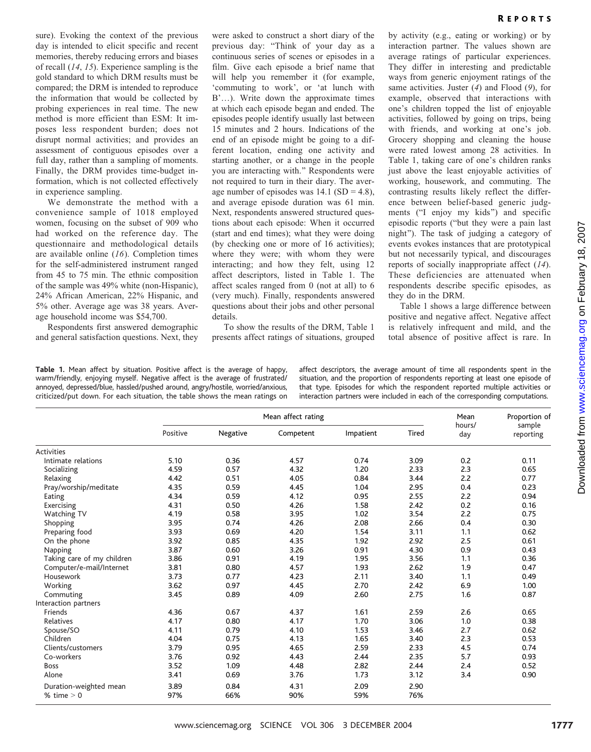sure). Evoking the context of the previous day is intended to elicit specific and recent memories, thereby reducing errors and biases of recall (*14*, *15*). Experience sampling is the gold standard to which DRM results must be compared; the DRM is intended to reproduce the information that would be collected by probing experiences in real time. The new method is more efficient than ESM: It imposes less respondent burden; does not disrupt normal activities; and provides an assessment of contiguous episodes over a full day, rather than a sampling of moments. Finally, the DRM provides time-budget information, which is not collected effectively in experience sampling.

We demonstrate the method with a convenience sample of 1018 employed women, focusing on the subset of 909 who had worked on the reference day. The questionnaire and methodological details are available online (*16*). Completion times for the self-administered instrument ranged from 45 to 75 min. The ethnic composition of the sample was 49% white (non-Hispanic), 24% African American, 22% Hispanic, and 5% other. Average age was 38 years. Average household income was $54,700.

Respondents first answered demographic and general satisfaction questions. Next, they were asked to construct a short diary of the previous day: "Think of your day as a continuous series of scenes or episodes in a film. Give each episode a brief name that will help you remember it (for example, 'commuting to work', or 'at lunch with B'…). Write down the approximate times at which each episode began and ended. The episodes people identify usually last between 15 minutes and 2 hours. Indications of the end of an episode might be going to a different location, ending one activity and starting another, or a change in the people you are interacting with." Respondents were not required to turn in their diary. The average number of episodes was 14.1 (SD = 4.8), and average episode duration was 61 min. Next, respondents answered structured questions about each episode: When it occurred (start and end times); what they were doing (by checking one or more of 16 activities); where they were; with whom they were interacting; and how they felt, using 12 affect descriptors, listed in Table 1. The affect scales ranged from 0 (not at all) to 6 (very much). Finally, respondents answered questions about their jobs and other personal details.

To show the results of the DRM, Table 1 presents affect ratings of situations, grouped by activity (e.g., eating or working) or by interaction partner. The values shown are average ratings of particular experiences. They differ in interesting and predictable ways from generic enjoyment ratings of the same activities. Juster (*4*) and Flood (*9*), for example, observed that interactions with one's children topped the list of enjoyable activities, followed by going on trips, being with friends, and working at one's job. Grocery shopping and cleaning the house were rated lowest among 28 activities. In Table 1, taking care of one's children ranks just above the least enjoyable activities of working, housework, and commuting. The contrasting results likely reflect the difference between belief-based generic judgments ("I enjoy my kids") and specific episodic reports ("but they were a pain last night"). The task of judging a category of events evokes instances that are prototypical but not necessarily typical, and discourages reports of socially inappropriate affect (*14*). These deficiencies are attenuated when respondents describe specific episodes, as they do in the DRM.

Table 1 shows a large difference between positive and negative affect. Negative affect is relatively infrequent and mild, and the total absence of positive affect is rare. In

**Table 1.** Mean affect by situation. Positive affect is the average of happy, warm/friendly, enjoying myself. Negative affect is the average of frustrated/annoyed, depressed/blue, hassled/pushed around, angry/hostile, worried/anxious, criticized/put down. For each situation, the table shows the mean ratings on affect descriptors, the average amount of time all respondents spent in the situation, and the proportion of respondents reporting at least one episode of that type. Episodes for which the respondent reported multiple activities or interaction partners were included in each of the corresponding computations.

| | Mean affect rating | | | | | Mean hours/day | Proportion of sample reporting |
|---|---|---|---|---|---|---|---|
| | Positive | Negative | Competent | Impatient | Tired | | |
| Activities | | | | | | | |
| Intimate relations | 5.10 | 0.36 | 4.57 | 0.74 | 3.09 | 0.2 | 0.11 |
| Socializing | 4.59 | 0.57 | 4.32 | 1.20 | 2.33 | 2.3 | 0.65 |
| Relaxing | 4.42 | 0.51 | 4.05 | 0.84 | 3.44 | 2.2 | 0.77 |
| Pray/worship/meditate | 4.35 | 0.59 | 4.45 | 1.04 | 2.95 | 0.4 | 0.23 |
| Eating | 4.34 | 0.59 | 4.12 | 0.95 | 2.55 | 2.2 | 0.94 |
| Exercising | 4.31 | 0.50 | 4.26 | 1.58 | 2.42 | 0.2 | 0.16 |
| Watching TV | 4.19 | 0.58 | 3.95 | 1.02 | 3.54 | 2.2 | 0.75 |
| Shopping | 3.95 | 0.74 | 4.26 | 2.08 | 2.66 | 0.4 | 0.30 |
| Preparing food | 3.93 | 0.69 | 4.20 | 1.54 | 3.11 | 1.1 | 0.62 |
| On the phone | 3.92 | 0.85 | 4.35 | 1.92 | 2.92 | 2.5 | 0.61 |
| Napping | 3.87 | 0.60 | 3.26 | 0.91 | 4.30 | 0.9 | 0.43 |
| Taking care of my children | 3.86 | 0.91 | 4.19 | 1.95 | 3.56 | 1.1 | 0.36 |
| Computer/e-mail/Internet | 3.81 | 0.80 | 4.57 | 1.93 | 2.62 | 1.9 | 0.47 |
| Housework | 3.73 | 0.77 | 4.23 | 2.11 | 3.40 | 1.1 | 0.49 |
| Working | 3.62 | 0.97 | 4.45 | 2.70 | 2.42 | 6.9 | 1.00 |
| Commuting | 3.45 | 0.89 | 4.09 | 2.60 | 2.75 | 1.6 | 0.87 |
| Interaction partners | | | | | | | |
| Friends | 4.36 | 0.67 | 4.37 | 1.61 | 2.59 | 2.6 | 0.65 |
| Relatives | 4.17 | 0.80 | 4.17 | 1.70 | 3.06 | 1.0 | 0.38 |
| Spouse/SO | 4.11 | 0.79 | 4.10 | 1.53 | 3.46 | 2.7 | 0.62 |
| Children | 4.04 | 0.75 | 4.13 | 1.65 | 3.40 | 2.3 | 0.53 |
| Clients/customers | 3.79 | 0.95 | 4.65 | 2.59 | 2.33 | 4.5 | 0.74 |
| Co-workers | 3.76 | 0.92 | 4.43 | 2.44 | 2.35 | 5.7 | 0.93 |
| Boss | 3.52 | 1.09 | 4.48 | 2.82 | 2.44 | 2.4 | 0.52 |
| Alone | 3.41 | 0.69 | 3.76 | 1.73 | 3.12 | 3.4 | 0.90 |
| Duration-weighted mean | 3.89 | 0.84 | 4.31 | 2.09 | 2.90 | | |
| % time > 0 | 97% | 66% | 90% | 59% | 76% | | |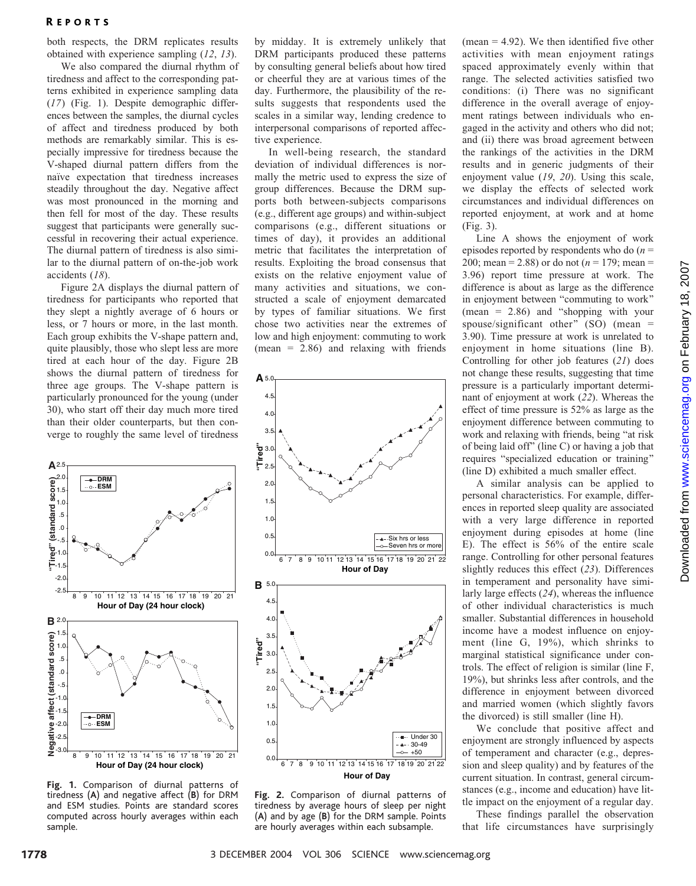both respects, the DRM replicates results obtained with experience sampling (*12*, *13*).

We also compared the diurnal rhythm of tiredness and affect to the corresponding patterns exhibited in experience sampling data (*17*) (Fig. 1). Despite demographic differences between the samples, the diurnal cycles of affect and tiredness produced by both methods are remarkably similar. This is especially impressive for tiredness because the V-shaped diurnal pattern differs from the naïve expectation that tiredness increases steadily throughout the day. Negative affect was most pronounced in the morning and then fell for most of the day. These results suggest that participants were generally successful in recovering their actual experience. The diurnal pattern of tiredness is also similar to the diurnal pattern of on-the-job work accidents (*18*).

Figure 2A displays the diurnal pattern of tiredness for participants who reported that they slept a nightly average of 6 hours or less, or 7 hours or more, in the last month. Each group exhibits the V-shape pattern and, quite plausibly, those who slept less are more tired at each hour of the day. Figure 2B shows the diurnal pattern of tiredness for three age groups. The V-shape pattern is particularly pronounced for the young (under 30), who start off their day much more tired than their older counterparts, but then converge to roughly the same level of tiredness by midday. It is extremely unlikely that DRM participants produced these patterns by consulting general beliefs about how tired or cheerful they are at various times of the day. Furthermore, the plausibility of the results suggests that respondents used the scales in a similar way, lending credence to interpersonal comparisons of reported affective experience.

**Fig. 1.** Comparison of diurnal patterns of tiredness (**A**) and negative affect (**B**) for DRM and ESM studies. Points are standard scores computed across hourly averages within each sample.

In well-being research, the standard deviation of individual differences is normally the metric used to express the size of group differences. Because the DRM supports both between-subjects comparisons (e.g., different age groups) and within-subject comparisons (e.g., different situations or times of day), it provides an additional metric that facilitates the interpretation of results. Exploiting the broad consensus that exists on the relative enjoyment value of many activities and situations, we constructed a scale of enjoyment demarcated by types of familiar situations. We first chose two activities near the extremes of low and high enjoyment: commuting to work (mean = 2.86) and relaxing with friends (mean = 4.92). We then identified five other activities with mean enjoyment ratings spaced approximately evenly within that range. The selected activities satisfied two conditions: (i) There was no significant difference in the overall average of enjoyment ratings between individuals who engaged in the activity and others who did not; and (ii) there was broad agreement between the rankings of the activities in the DRM results and in generic judgments of their enjoyment value (*19*, *20*). Using this scale, we display the effects of selected work circumstances and individual differences on reported enjoyment, at work and at home (Fig. 3).

**Fig. 2.** Comparison of diurnal patterns of tiredness by average hours of sleep per night (**A**) and by age (**B**) for the DRM sample. Points are hourly averages within each subsample.

Line A shows the enjoyment of work episodes reported by respondents who do ($n$ = 200; mean = 2.88) or do not ($n$ = 179; mean = 3.96) report time pressure at work. The difference is about as large as the difference in enjoyment between "commuting to work" (mean = 2.86) and "shopping with your spouse/significant other" (SO) (mean = 3.90). Time pressure at work is unrelated to enjoyment in home situations (line B). Controlling for other job features (*21*) does not change these results, suggesting that time pressure is a particularly important determinant of enjoyment at work (*22*). Whereas the effect of time pressure is 52% as large as the enjoyment difference between commuting to work and relaxing with friends, being "at risk of being laid off" (line C) or having a job that requires "specialized education or training" (line D) exhibited a much smaller effect.

A similar analysis can be applied to personal characteristics. For example, differences in reported sleep quality are associated with a very large difference in reported enjoyment during episodes at home (line E). The effect is 56% of the entire scale range. Controlling for other personal features slightly reduces this effect (*23*). Differences in temperament and personality have similarly large effects (*24*), whereas the influence of other individual characteristics is much smaller. Substantial differences in household income have a modest influence on enjoyment (line G, 19%), which shrinks to marginal statistical significance under controls. The effect of religion is similar (line F, 19%), but shrinks less after controls, and the difference in enjoyment between divorced and married women (which slightly favors the divorced) is still smaller (line H).

We conclude that positive affect and enjoyment are strongly influenced by aspects of temperament and character (e.g., depression and sleep quality) and by features of the current situation. In contrast, general circumstances (e.g., income and education) have little impact on the enjoyment of a regular day.

These findings parallel the observation that life circumstances have surprisingly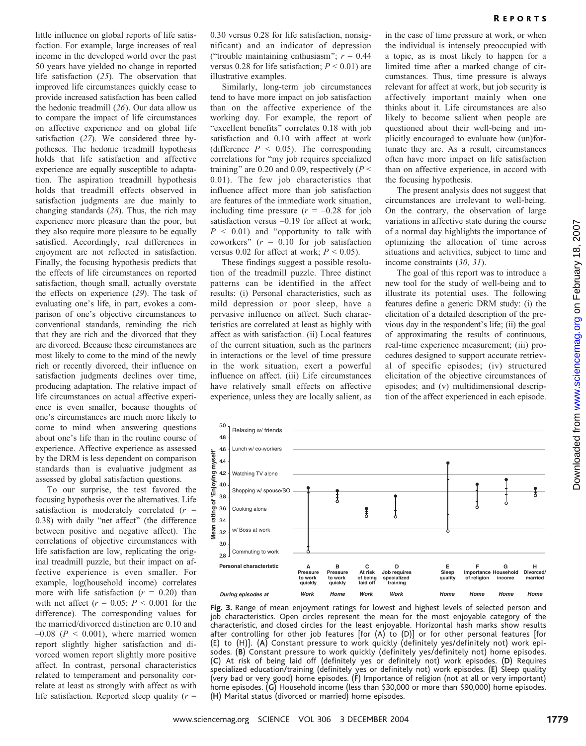little influence on global reports of life satisfaction. For example, large increases of real income in the developed world over the past 50 years have yielded no change in reported life satisfaction (*25*). The observation that improved life circumstances quickly cease to provide increased satisfaction has been called the hedonic treadmill (*26*). Our data allow us to compare the impact of life circumstances on affective experience and on global life satisfaction (*27*). We considered three hypotheses. The hedonic treadmill hypothesis holds that life satisfaction and affective experience are equally susceptible to adaptation. The aspiration treadmill hypothesis holds that treadmill effects observed in satisfaction judgments are due mainly to changing standards (*28*). Thus, the rich may experience more pleasure than the poor, but they also require more pleasure to be equally satisfied. Accordingly, real differences in enjoyment are not reflected in satisfaction. Finally, the focusing hypothesis predicts that the effects of life circumstances on reported satisfaction, though small, actually overstate the effects on experience (*29*). The task of evaluating one's life, in part, evokes a comparison of one's objective circumstances to conventional standards, reminding the rich that they are rich and the divorced that they are divorced. Because these circumstances are most likely to come to the mind of the newly rich or recently divorced, their influence on satisfaction judgments declines over time, producing adaptation. The relative impact of life circumstances on actual affective experience is even smaller, because thoughts of one's circumstances are much more likely to come to mind when answering questions about one's life than in the routine course of experience. Affective experience as assessed by the DRM is less dependent on comparison standards than is evaluative judgment as assessed by global satisfaction questions.

To our surprise, the test favored the focusing hypothesis over the alternatives. Life satisfaction is moderately correlated ($r$ = 0.38) with daily "net affect" (the difference between positive and negative affect). The correlations of objective circumstances with life satisfaction are low, replicating the original treadmill puzzle, but their impact on affective experience is even smaller. For example, log(household income) correlates more with life satisfaction ($r$ = 0.20) than with net affect ($r$ = 0.05; $P$ < 0.001 for the difference). The corresponding values for the married/divorced distinction are 0.10 and –0.08 ($P$ < 0.001), where married women report slightly higher satisfaction and divorced women report slightly more positive affect. In contrast, personal characteristics related to temperament and personality correlate at least as strongly with affect as with life satisfaction. Reported sleep quality ($r$ = 0.30 versus 0.28 for life satisfaction, nonsignificant) and an indicator of depression ("trouble maintaining enthusiasm"; $r$ = 0.44 versus 0.28 for life satisfaction; $P$ < 0.01) are illustrative examples.

Similarly, long-term job circumstances tend to have more impact on job satisfaction than on the affective experience of the working day. For example, the report of "excellent benefits" correlates 0.18 with job satisfaction and 0.10 with affect at work (difference $P$ < 0.05). The corresponding correlations for "my job requires specialized training" are 0.20 and 0.09, respectively ($P$ < 0.01). The few job characteristics that influence affect more than job satisfaction are features of the immediate work situation, including time pressure ($r$ = –0.28 for job satisfaction versus –0.19 for affect at work; $P$ < 0.01) and "opportunity to talk with coworkers" ($r$ = 0.10 for job satisfaction versus 0.02 for affect at work; $P$ < 0.05).

These findings suggest a possible resolution of the treadmill puzzle. Three distinct patterns can be identified in the affect results: (i) Personal characteristics, such as mild depression or poor sleep, have a pervasive influence on affect. Such characteristics are correlated at least as highly with affect as with satisfaction. (ii) Local features of the current situation, such as the partners in interactions or the level of time pressure in the work situation, exert a powerful influence on affect. (iii) Life circumstances have relatively small effects on affective experience, unless they are locally salient, as in the case of time pressure at work, or when the individual is intensely preoccupied with a topic, as is most likely to happen for a limited time after a marked change of circumstances. Thus, time pressure is always relevant for affect at work, but job security is affectively important mainly when one thinks about it. Life circumstances are also likely to become salient when people are questioned about their well-being and implicitly encouraged to evaluate how (un)fortunate they are. As a result, circumstances often have more impact on life satisfaction than on affective experience, in accord with the focusing hypothesis.

The present analysis does not suggest that circumstances are irrelevant to well-being. On the contrary, the observation of large variations in affective state during the course of a normal day highlights the importance of optimizing the allocation of time across situations and activities, subject to time and income constraints (*30*, *31*).

The goal of this report was to introduce a new tool for the study of well-being and to illustrate its potential uses. The following features define a generic DRM study: (i) the elicitation of a detailed description of the previous day in the respondent's life; (ii) the goal of approximating the results of continuous, real-time experience measurement; (iii) procedures designed to support accurate retrieval of specific episodes; (iv) structured elicitation of the objective circumstances of episodes; and (v) multidimensional description of the affect experienced in each episode.

**Fig. 3.** Range of mean enjoyment ratings for lowest and highest levels of selected person and job characteristics. Open circles represent the mean for the most enjoyable category of the characteristic, and closed circles for the least enjoyable. Horizontal hash marks show results after controlling for other job features [for (A) to (D)] or for other personal features [for (E) to (H)]. (**A**) Constant pressure to work quickly (definitely yes/definitely not) work episodes. (**B**) Constant pressure to work quickly (definitely yes/definitely not) home episodes. (**C**) At risk of being laid off (definitely yes or definitely not) work episodes. (**D**) Requires specialized education/training (definitely yes or definitely not) work episodes. (**E**) Sleep quality (very bad or very good) home episodes. (**F**) Importance of religion (not at all or very important) home episodes. (**G**) Household income (less than $30,000 or more than $90,000) home episodes. (**H**) Marital status (divorced or married) home episodes.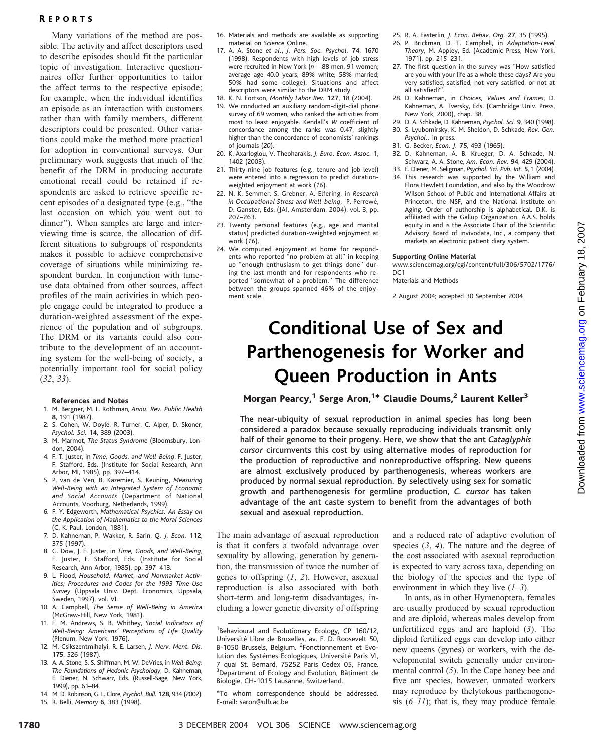Many variations of the method are possible. The activity and affect descriptors used to describe episodes should fit the particular topic of investigation. Interactive questionnaires offer further opportunities to tailor the affect terms to the respective episode; for example, when the individual identifies an episode as an interaction with customers rather than with family members, different descriptors could be presented. Other variations could make the method more practical for adoption in conventional surveys. Our preliminary work suggests that much of the benefit of the DRM in producing accurate emotional recall could be retained if respondents are asked to retrieve specific recent episodes of a designated type (e.g., "the last occasion on which you went out to dinner"). When samples are large and interviewing time is scarce, the allocation of different situations to subgroups of respondents makes it possible to achieve comprehensive coverage of situations while minimizing respondent burden. In conjunction with time-use data obtained from other sources, affect profiles of the main activities in which people engage could be integrated to produce a duration-weighted assessment of the experience of the population and of subgroups. The DRM or its variants could also contribute to the development of an accounting system for the well-being of society, a potentially important tool for social policy (*32*, *33*).

#### References and Notes

1. M. Bergner, M. L. Rothman, *Annu. Rev. Public Health* **8**, 191 (1987).
2. S. Cohen, W. Doyle, R. Turner, C. Alper, D. Skoner, *Psychol. Sci.* **14**, 389 (2003).
3. M. Marmot, *The Status Syndrome* (Bloomsbury, London, 2004).
4. F. T. Juster, in *Time, Goods, and Well-Being*, F. Juster, F. Stafford, Eds. (Institute for Social Research, Ann Arbor, MI, 1985), pp. 397–414.
5. P. van de Ven, B. Kazemier, S. Keuning, *Measuring Well-Being with an Integrated System of Economic and Social Accounts* (Department of National Accounts, Voorburg, Netherlands, 1999).
6. F. Y. Edgeworth, *Mathematical Psychics: An Essay on the Application of Mathematics to the Moral Sciences* (C. K. Paul, London, 1881).
7. D. Kahneman, P. Wakker, R. Sarin, *Q. J. Econ.* **112**, 375 (1997).
8. G. Dow, J. F. Juster, in *Time, Goods, and Well-Being*, F. Juster, F. Stafford, Eds. (Institute for Social Research, Ann Arbor, 1985), pp. 397–413.
9. L. Flood, *Household, Market, and Nonmarket Activities; Procedures and Codes for the 1993 Time-Use Survey* (Uppsala Univ. Dept. Economics, Uppsala, Sweden, 1997), vol. VI.
10. A. Campbell, *The Sense of Well-Being in America* (McGraw-Hill, New York, 1981).
11. F. M. Andrews, S. B. Whithey, *Social Indicators of Well-Being: Americans' Perceptions of Life Quality* (Plenum, New York, 1976).
12. M. Csikszentmihalyi, R. E. Larsen, *J. Nerv. Ment. Dis.* **175**, 526 (1987).
13. A. A. Stone, S. S. Shiffman, M. W. DeVries, in *Well-Being: The Foundations of Hedonic Psychology*, D. Kahneman, E. Diener, N. Schwarz, Eds. (Russell-Sage, New York, 1999), pp. 61–84.
14. M. D. Robinson, G. L. Clore, *Psychol. Bull.* **128**, 934 (2002).
15. R. Belli, *Memory* **6**, 383 (1998).
16. Materials and methods are available as supporting material on *Science* Online.
17. A. A. Stone *et al.*, *J. Pers. Soc. Psychol.* **74**, 1670 (1998). Respondents with high levels of job stress were recruited in New York ($n$ = 88 men, 91 women; average age 40.0 years; 89% white; 58% married; 50% had some college). Situations and affect descriptors were similar to the DRM study.
18. K. N. Fortson, *Monthly Labor Rev.* **127**, 18 (2004).
19. We conducted an auxiliary random-digit-dial phone survey of 69 women, who ranked the activities from most to least enjoyable. Kendall's $W$ coefficient of concordance among the ranks was 0.47, slightly higher than the concordance of economists' rankings of journals (*20*).
20. K. Axarloglou, V. Theoharakis, *J. Euro. Econ. Assoc.* **1**, 1402 (2003).
21. Thirty-nine job features (e.g., tenure and job level) were entered into a regression to predict duration-weighted enjoyment at work (*16*).
22. N. K. Semmer, S. Grebner, A. Elfering, in *Research in Occupational Stress and Well-being*, P. Perrewé, D. Ganster, Eds. (JAI, Amsterdam, 2004), vol. 3, pp. 207–263.
23. Twenty personal features (e.g., age and marital status) predicted duration-weighted enjoyment at work (*16*).
24. We computed enjoyment at home for respondents who reported "no problem at all" in keeping up "enough enthusiasm to get things done" during the last month and for respondents who reported "somewhat of a problem." The difference between the groups spanned 46% of the enjoyment scale.
25. R. A. Easterlin, *J. Econ. Behav. Org.* **27**, 35 (1995).
26. P. Brickman, D. T. Campbell, in *Adaptation-Level Theory*, M. Appley, Ed. (Academic Press, New York, 1971), pp. 215–231.
27. The first question in the survey was "How satisfied are you with your life as a whole these days? Are you very satisfied, satisfied, not very satisfied, or not at all satisfied?".
28. D. Kahneman, in *Choices, Values and Frames*, D. Kahneman, A. Tversky, Eds. (Cambridge Univ. Press, New York, 2000), chap. 38.
29. D. A. Schkade, D. Kahneman, *Psychol. Sci.* **9**, 340 (1998).
30. S. Lyubomirsky, K. M. Sheldon, D. Schkade, *Rev. Gen. Psychol.*, in press.
31. G. Becker, *Econ. J.* **75**, 493 (1965).
32. D. Kahneman, A. B. Krueger, D. A. Schkade, N. Schwarz, A. A. Stone, *Am. Econ. Rev.* **94**, 429 (2004).
33. E. Diener, M. Seligman, *Psychol. Sci. Pub. Int.* **5**, 1 (2004).
34. This research was supported by the William and Flora Hewlett Foundation, and also by the Woodrow Wilson School of Public and International Affairs at Princeton, the NSF, and the National Institute on Aging. Order of authorship is alphabetical. D.K. is affiliated with the Gallup Organization. A.A.S. holds equity in and is the Associate Chair of the Scientific Advisory Board of invivodata, Inc., a company that markets an electronic patient diary system.

**Supporting Online Material**
www.sciencemag.org/cgi/content/full/306/5702/1776/DC1
Materials and Methods

2 August 2004; accepted 30 September 2004

# Conditional Use of Sex and Parthenogenesis for Worker and Queen Production in Ants

**Morgan Pearcy,[1] Serge Aron,[1*] Claudie Doums,[2] Laurent Keller[3]**

**The near-ubiquity of sexual reproduction in animal species has long been considered a paradox because sexually reproducing individuals transmit only half of their genome to their progeny. Here, we show that the ant *Cataglyphis cursor* circumvents this cost by using alternative modes of reproduction for the production of reproductive and nonreproductive offspring. New queens are almost exclusively produced by parthenogenesis, whereas workers are produced by normal sexual reproduction. By selectively using sex for somatic growth and parthenogenesis for germline production, *C. cursor* has taken advantage of the ant caste system to benefit from the advantages of both sexual and asexual reproduction.**

The main advantage of asexual reproduction is that it confers a twofold advantage over sexuality by allowing, generation by generation, the transmission of twice the number of genes to offspring (*1*, *2*). However, asexual reproduction is also associated with both short-term and long-term disadvantages, including a lower genetic diversity of offspring and a reduced rate of adaptive evolution of species (*3*, *4*). The nature and the degree of the cost associated with asexual reproduction is expected to vary across taxa, depending on the biology of the species and the type of environment in which they live (*1*–*3*).

In ants, as in other Hymenoptera, females are usually produced by sexual reproduction and are diploid, whereas males develop from unfertilized eggs and are haploid (*3*). The diploid fertilized eggs can develop into either new queens (gynes) or workers, with the developmental switch generally under environmental control (*5*). In the Cape honey bee and five ant species, however, unmated workers may reproduce by thelytokous parthenogenesis (*6*–*11*); that is, they may produce female

[1]Behavioural and Evolutionary Ecology, CP 160/12, Université Libre de Bruxelles, av. F. D. Roosevelt 50, B-1050 Brussels, Belgium. [2]Fonctionnement et Evolution des Systèmes Ecologiques, Université Paris VI, 7 quai St. Bernard, 75252 Paris Cedex 05, France. [3]Department of Ecology and Evolution, Bâtiment de Biologie, CH-1015 Lausanne, Switzerland.

*To whom correspondence should be addressed. E-mail: saron@ulb.ac.be